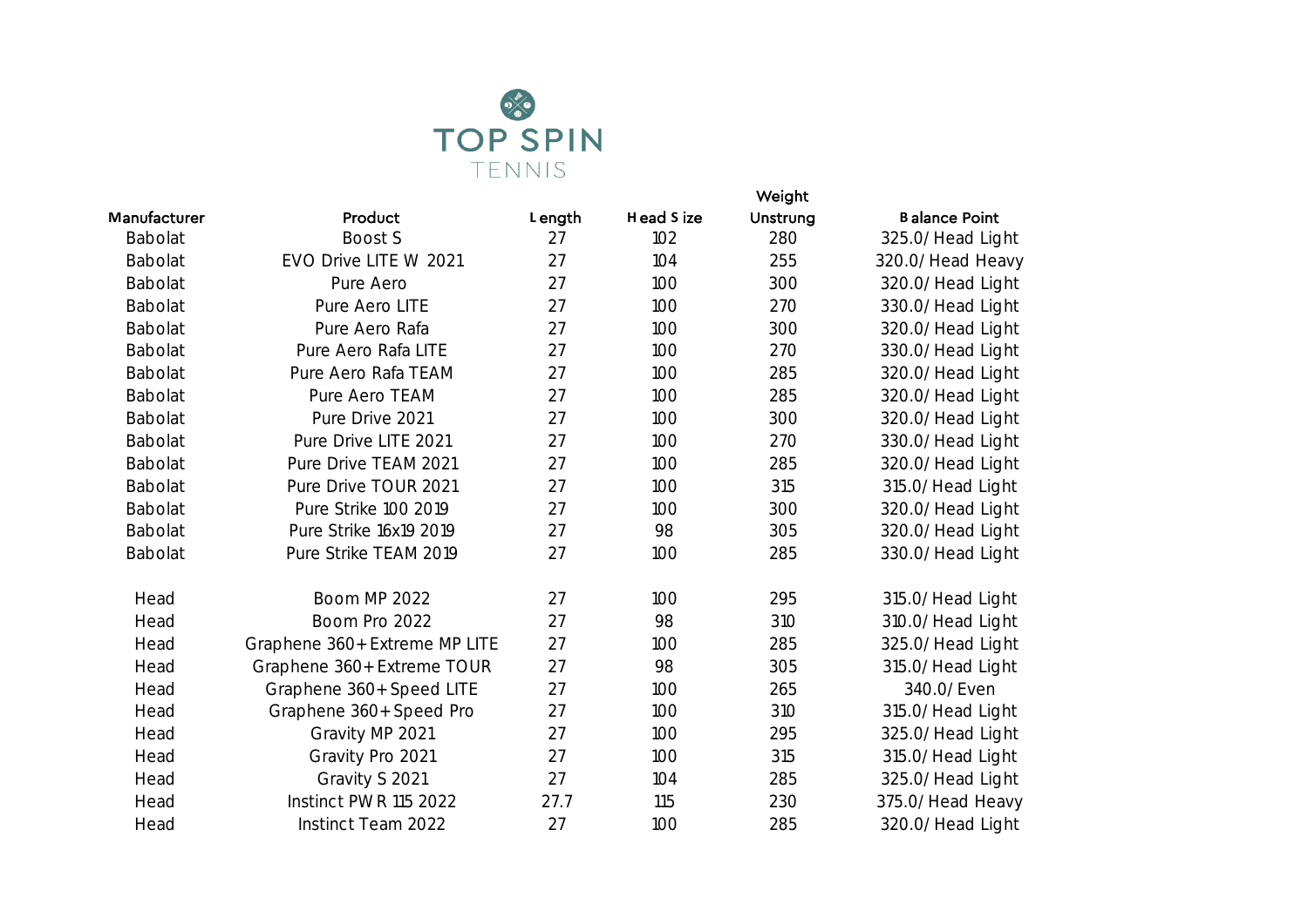# TOP SPIN
TENNIS

| Manufacturer | Product | Length | Head Size | Weight Unstrung | Balance Point |
|---|---|---|---|---|---|
| Babolat | Boost S | 27 | 102 | 280 | 325.0/ Head Light |
| Babolat | EVO Drive LITE W 2021 | 27 | 104 | 255 | 320.0/ Head Heavy |
| Babolat | Pure Aero | 27 | 100 | 300 | 320.0/ Head Light |
| Babolat | Pure Aero LITE | 27 | 100 | 270 | 330.0/ Head Light |
| Babolat | Pure Aero Rafa | 27 | 100 | 300 | 320.0/ Head Light |
| Babolat | Pure Aero Rafa LITE | 27 | 100 | 270 | 330.0/ Head Light |
| Babolat | Pure Aero Rafa TEAM | 27 | 100 | 285 | 320.0/ Head Light |
| Babolat | Pure Aero TEAM | 27 | 100 | 285 | 320.0/ Head Light |
| Babolat | Pure Drive 2021 | 27 | 100 | 300 | 320.0/ Head Light |
| Babolat | Pure Drive LITE 2021 | 27 | 100 | 270 | 330.0/ Head Light |
| Babolat | Pure Drive TEAM 2021 | 27 | 100 | 285 | 320.0/ Head Light |
| Babolat | Pure Drive TOUR 2021 | 27 | 100 | 315 | 315.0/ Head Light |
| Babolat | Pure Strike 100 2019 | 27 | 100 | 300 | 320.0/ Head Light |
| Babolat | Pure Strike 16x19 2019 | 27 | 98 | 305 | 320.0/ Head Light |
| Babolat | Pure Strike TEAM 2019 | 27 | 100 | 285 | 330.0/ Head Light |
| | | | | | |
| Head | Boom MP 2022 | 27 | 100 | 295 | 315.0/ Head Light |
| Head | Boom Pro 2022 | 27 | 98 | 310 | 310.0/ Head Light |
| Head | Graphene 360+ Extreme MP LITE | 27 | 100 | 285 | 325.0/ Head Light |
| Head | Graphene 360+ Extreme TOUR | 27 | 98 | 305 | 315.0/ Head Light |
| Head | Graphene 360+ Speed LITE | 27 | 100 | 265 | 340.0/ Even |
| Head | Graphene 360+ Speed Pro | 27 | 100 | 310 | 315.0/ Head Light |
| Head | Gravity MP 2021 | 27 | 100 | 295 | 325.0/ Head Light |
| Head | Gravity Pro 2021 | 27 | 100 | 315 | 315.0/ Head Light |
| Head | Gravity S 2021 | 27 | 104 | 285 | 325.0/ Head Light |
| Head | Instinct PWR 115 2022 | 27.7 | 115 | 230 | 375.0/ Head Heavy |
| Head | Instinct Team 2022 | 27 | 100 | 285 | 320.0/ Head Light |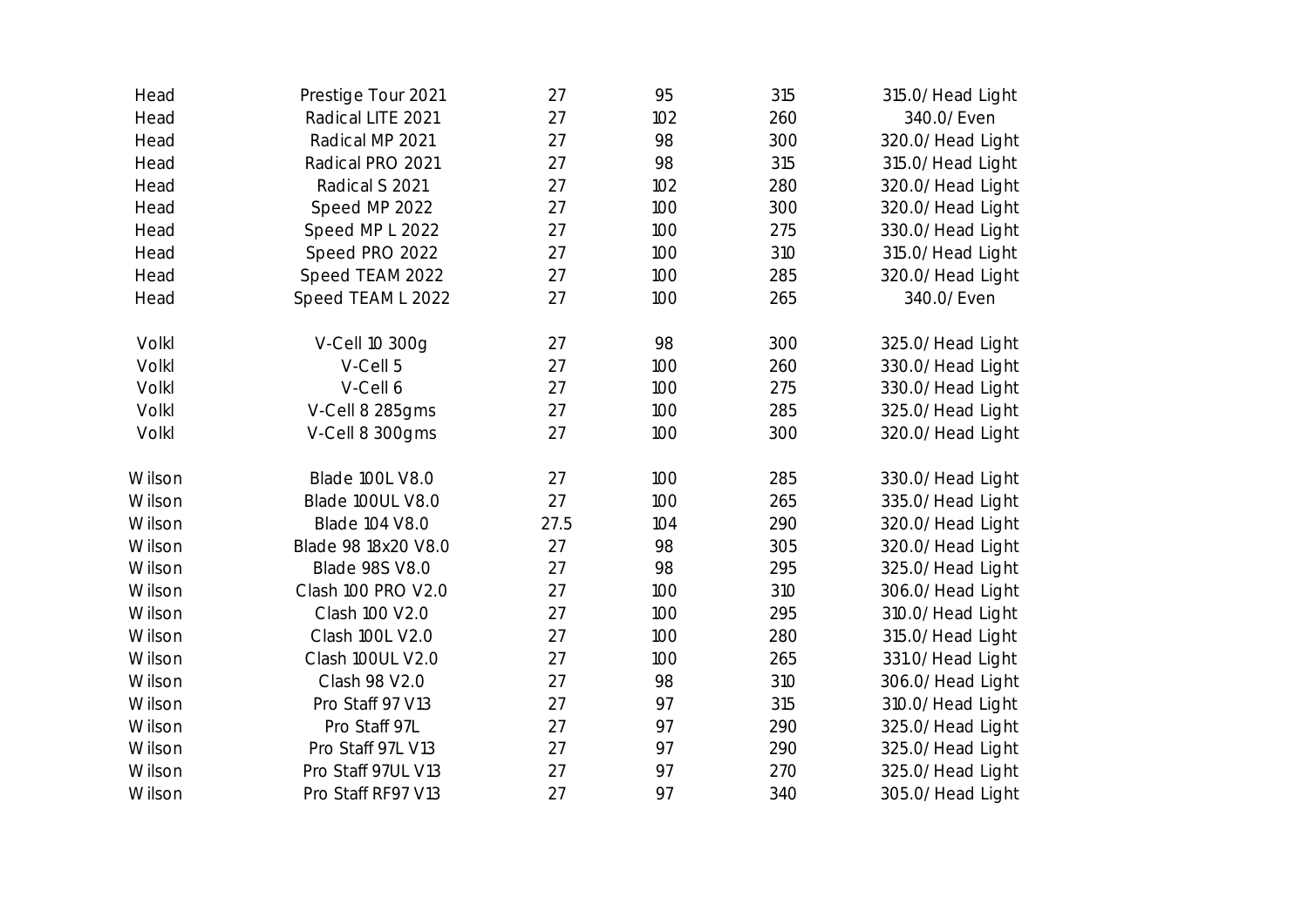| | | | | | |
|---|---|---|---|---|---|
| Head | Prestige Tour 2021 | 27 | 95 | 315 | 315.0/ Head Light |
| Head | Radical LITE 2021 | 27 | 102 | 260 | 340.0/ Even |
| Head | Radical MP 2021 | 27 | 98 | 300 | 320.0/ Head Light |
| Head | Radical PRO 2021 | 27 | 98 | 315 | 315.0/ Head Light |
| Head | Radical S 2021 | 27 | 102 | 280 | 320.0/ Head Light |
| Head | Speed MP 2022 | 27 | 100 | 300 | 320.0/ Head Light |
| Head | Speed MP L 2022 | 27 | 100 | 275 | 330.0/ Head Light |
| Head | Speed PRO 2022 | 27 | 100 | 310 | 315.0/ Head Light |
| Head | Speed TEAM 2022 | 27 | 100 | 285 | 320.0/ Head Light |
| Head | Speed TEAM L 2022 | 27 | 100 | 265 | 340.0/ Even |
| | | | | | |
| Volkl | V-Cell 10 300g | 27 | 98 | 300 | 325.0/ Head Light |
| Volkl | V-Cell 5 | 27 | 100 | 260 | 330.0/ Head Light |
| Volkl | V-Cell 6 | 27 | 100 | 275 | 330.0/ Head Light |
| Volkl | V-Cell 8 285gms | 27 | 100 | 285 | 325.0/ Head Light |
| Volkl | V-Cell 8 300gms | 27 | 100 | 300 | 320.0/ Head Light |
| | | | | | |
| Wilson | Blade 100L V8.0 | 27 | 100 | 285 | 330.0/ Head Light |
| Wilson | Blade 100UL V8.0 | 27 | 100 | 265 | 335.0/ Head Light |
| Wilson | Blade 104 V8.0 | 27.5 | 104 | 290 | 320.0/ Head Light |
| Wilson | Blade 98 18x20 V8.0 | 27 | 98 | 305 | 320.0/ Head Light |
| Wilson | Blade 98S V8.0 | 27 | 98 | 295 | 325.0/ Head Light |
| Wilson | Clash 100 PRO V2.0 | 27 | 100 | 310 | 306.0/ Head Light |
| Wilson | Clash 100 V2.0 | 27 | 100 | 295 | 310.0/ Head Light |
| Wilson | Clash 100L V2.0 | 27 | 100 | 280 | 315.0/ Head Light |
| Wilson | Clash 100UL V2.0 | 27 | 100 | 265 | 331.0/ Head Light |
| Wilson | Clash 98 V2.0 | 27 | 98 | 310 | 306.0/ Head Light |
| Wilson | Pro Staff 97 V13 | 27 | 97 | 315 | 310.0/ Head Light |
| Wilson | Pro Staff 97L | 27 | 97 | 290 | 325.0/ Head Light |
| Wilson | Pro Staff 97L V13 | 27 | 97 | 290 | 325.0/ Head Light |
| Wilson | Pro Staff 97UL V13 | 27 | 97 | 270 | 325.0/ Head Light |
| Wilson | Pro Staff RF97 V13 | 27 | 97 | 340 | 305.0/ Head Light |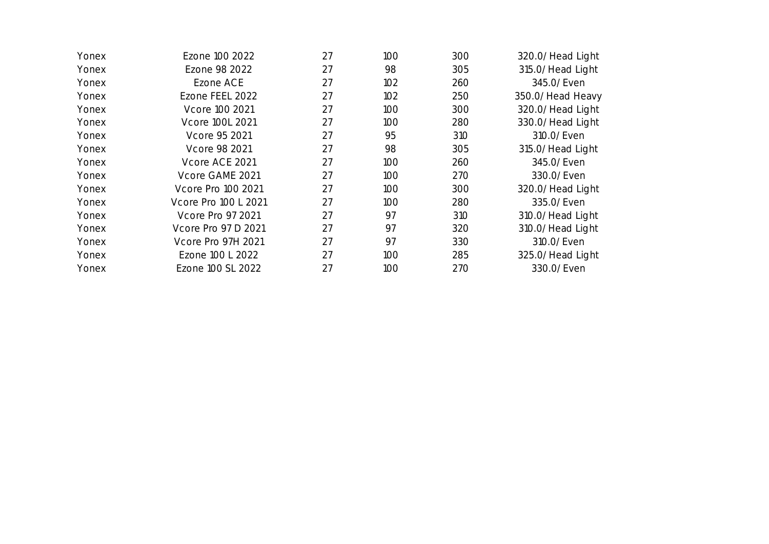| | | | | | |
|---|---|---|---|---|---|
| Yonex | Ezone 100 2022 | 27 | 100 | 300 | 320.0/ Head Light |
| Yonex | Ezone 98 2022 | 27 | 98 | 305 | 315.0/ Head Light |
| Yonex | Ezone ACE | 27 | 102 | 260 | 345.0/ Even |
| Yonex | Ezone FEEL 2022 | 27 | 102 | 250 | 350.0/ Head Heavy |
| Yonex | Vcore 100 2021 | 27 | 100 | 300 | 320.0/ Head Light |
| Yonex | Vcore 100L 2021 | 27 | 100 | 280 | 330.0/ Head Light |
| Yonex | Vcore 95 2021 | 27 | 95 | 310 | 310.0/ Even |
| Yonex | Vcore 98 2021 | 27 | 98 | 305 | 315.0/ Head Light |
| Yonex | Vcore ACE 2021 | 27 | 100 | 260 | 345.0/ Even |
| Yonex | Vcore GAME 2021 | 27 | 100 | 270 | 330.0/ Even |
| Yonex | Vcore Pro 100 2021 | 27 | 100 | 300 | 320.0/ Head Light |
| Yonex | Vcore Pro 100 L 2021 | 27 | 100 | 280 | 335.0/ Even |
| Yonex | Vcore Pro 97 2021 | 27 | 97 | 310 | 310.0/ Head Light |
| Yonex | Vcore Pro 97 D 2021 | 27 | 97 | 320 | 310.0/ Head Light |
| Yonex | Vcore Pro 97H 2021 | 27 | 97 | 330 | 310.0/ Even |
| Yonex | Ezone 100 L 2022 | 27 | 100 | 285 | 325.0/ Head Light |
| Yonex | Ezone 100 SL 2022 | 27 | 100 | 270 | 330.0/ Even |